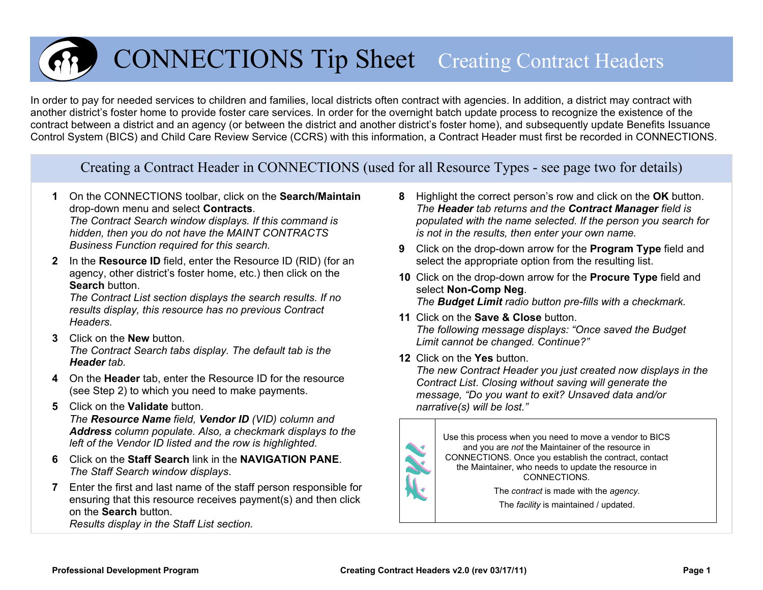# CONNECTIONS Tip Sheet — Creating Contract Headers

In order to pay for needed services to children and families, local districts often contract with agencies. In addition, a district may contract with another district's foster home to provide foster care services. In order for the overnight batch update process to recognize the existence of the contract between a district and an agency (or between the district and another district's foster home), and subsequently update Benefits Issuance Control System (BICS) and Child Care Review Service (CCRS) with this information, a Contract Header must first be recorded in CONNECTIONS.

## Creating a Contract Header in CONNECTIONS (used for all Resource Types - see page two for details)

1. On the CONNECTIONS toolbar, click on the **Search/Maintain** drop-down menu and select **Contracts**.
   *The Contract Search window displays. If this command is hidden, then you do not have the MAINT CONTRACTS Business Function required for this search.*
2. In the **Resource ID** field, enter the Resource ID (RID) (for an agency, other district's foster home, etc.) then click on the **Search** button.
   *The Contract List section displays the search results. If no results display, this resource has no previous Contract Headers.*
3. Click on the **New** button.
   *The Contract Search tabs display. The default tab is the **Header** tab.*
4. On the **Header** tab, enter the Resource ID for the resource (see Step 2) to which you need to make payments.
5. Click on the **Validate** button.
   *The **Resource Name** field, **Vendor ID** (VID) column and **Address** column populate. Also, a checkmark displays to the left of the Vendor ID listed and the row is highlighted.*
6. Click on the **Staff Search** link in the **NAVIGATION PANE**.
   *The Staff Search window displays.*
7. Enter the first and last name of the staff person responsible for ensuring that this resource receives payment(s) and then click on the **Search** button.
   *Results display in the Staff List section.*
8. Highlight the correct person's row and click on the **OK** button.
   *The **Header** tab returns and the **Contract Manager** field is populated with the name selected. If the person you search for is not in the results, then enter your own name.*
9. Click on the drop-down arrow for the **Program Type** field and select the appropriate option from the resulting list.
10. Click on the drop-down arrow for the **Procure Type** field and select **Non-Comp Neg**.
    *The **Budget Limit** radio button pre-fills with a checkmark.*
11. Click on the **Save & Close** button.
    *The following message displays: "Once saved the Budget Limit cannot be changed. Continue?"*
12. Click on the **Yes** button.
    *The new Contract Header you just created now displays in the Contract List. Closing without saving will generate the message, "Do you want to exit? Unsaved data and/or narrative(s) will be lost."*

> **FYI**
>
> Use this process when you need to move a vendor to BICS and you are *not* the Maintainer of the resource in CONNECTIONS. Once you establish the contract, contact the Maintainer, who needs to update the resource in CONNECTIONS.
>
> The *contract* is made with the *agency.*
>
> The *facility* is maintained / updated.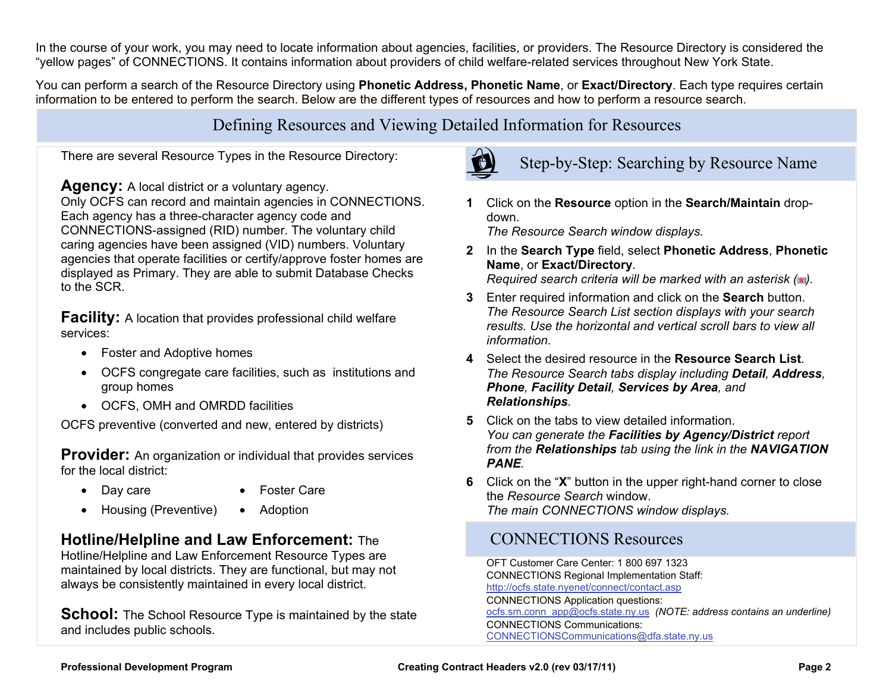In the course of your work, you may need to locate information about agencies, facilities, or providers. The Resource Directory is considered the "yellow pages" of CONNECTIONS. It contains information about providers of child welfare-related services throughout New York State.

You can perform a search of the Resource Directory using **Phonetic Address, Phonetic Name**, or **Exact/Directory**. Each type requires certain information to be entered to perform the search. Below are the different types of resources and how to perform a resource search.

## Defining Resources and Viewing Detailed Information for Resources

There are several Resource Types in the Resource Directory:

**Agency:** A local district or a voluntary agency.
Only OCFS can record and maintain agencies in CONNECTIONS. Each agency has a three-character agency code and CONNECTIONS-assigned (RID) number. The voluntary child caring agencies have been assigned (VID) numbers. Voluntary agencies that operate facilities or certify/approve foster homes are displayed as Primary. They are able to submit Database Checks to the SCR.

**Facility:** A location that provides professional child welfare services:

- Foster and Adoptive homes
- OCFS congregate care facilities, such as institutions and group homes
- OCFS, OMH and OMRDD facilities

OCFS preventive (converted and new, entered by districts)

**Provider:** An organization or individual that provides services for the local district:

- Day care
- Housing (Preventive)
- Foster Care
- Adoption

**Hotline/Helpline and Law Enforcement:** The Hotline/Helpline and Law Enforcement Resource Types are maintained by local districts. They are functional, but may not always be consistently maintained in every local district.

**School:** The School Resource Type is maintained by the state and includes public schools.

## Step-by-Step: Searching by Resource Name

1. Click on the **Resource** option in the **Search/Maintain** drop-down.
   *The Resource Search window displays.*
2. In the **Search Type** field, select **Phonetic Address**, **Phonetic Name**, or **Exact/Directory**.
   *Required search criteria will be marked with an asterisk ( ).*
3. Enter required information and click on the **Search** button.
   *The Resource Search List section displays with your search results. Use the horizontal and vertical scroll bars to view all information.*
4. Select the desired resource in the **Resource Search List**.
   *The Resource Search tabs display including **Detail**, **Address**, **Phone**, **Facility Detail**, **Services by Area**, and **Relationships**.*
5. Click on the tabs to view detailed information.
   *You can generate the **Facilities by Agency/District** report from the **Relationships** tab using the link in the **NAVIGATION PANE**.*
6. Click on the "**X**" button in the upper right-hand corner to close the *Resource Search* window.
   *The main CONNECTIONS window displays.*

## CONNECTIONS Resources

OFT Customer Care Center: 1 800 697 1323
CONNECTIONS Regional Implementation Staff:
http://ocfs.state.nyenet/connect/contact.asp
CONNECTIONS Application questions:
ocfs.sm.conn_app@ocfs.state.ny.us *(NOTE: address contains an underline)*
CONNECTIONS Communications:
CONNECTIONSCommunications@dfa.state.ny.us